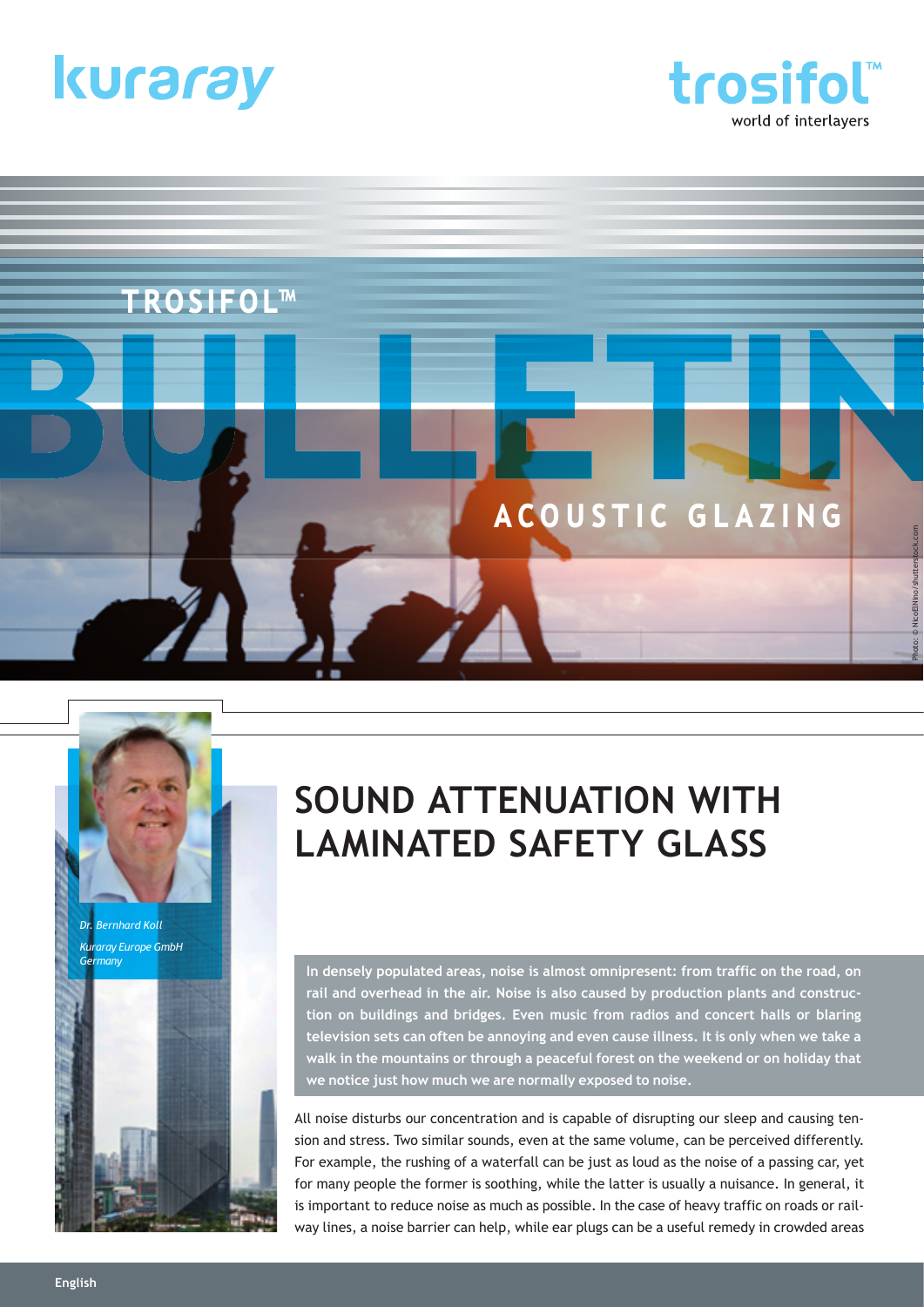kuraray

trosifol™
world of interlayers

TROSIFOL™

# BULLETIN

ACOUSTIC GLAZING

Photo: © NicoElNino/shutterstock.com

*Dr. Bernhard Koll*
*Kuraray Europe GmbH*
*Germany*

# SOUND ATTENUATION WITH LAMINATED SAFETY GLASS

**In densely populated areas, noise is almost omnipresent: from traffic on the road, on rail and overhead in the air. Noise is also caused by production plants and construction on buildings and bridges. Even music from radios and concert halls or blaring television sets can often be annoying and even cause illness. It is only when we take a walk in the mountains or through a peaceful forest on the weekend or on holiday that we notice just how much we are normally exposed to noise.**

All noise disturbs our concentration and is capable of disrupting our sleep and causing tension and stress. Two similar sounds, even at the same volume, can be perceived differently. For example, the rushing of a waterfall can be just as loud as the noise of a passing car, yet for many people the former is soothing, while the latter is usually a nuisance. In general, it is important to reduce noise as much as possible. In the case of heavy traffic on roads or railway lines, a noise barrier can help, while ear plugs can be a useful remedy in crowded areas

English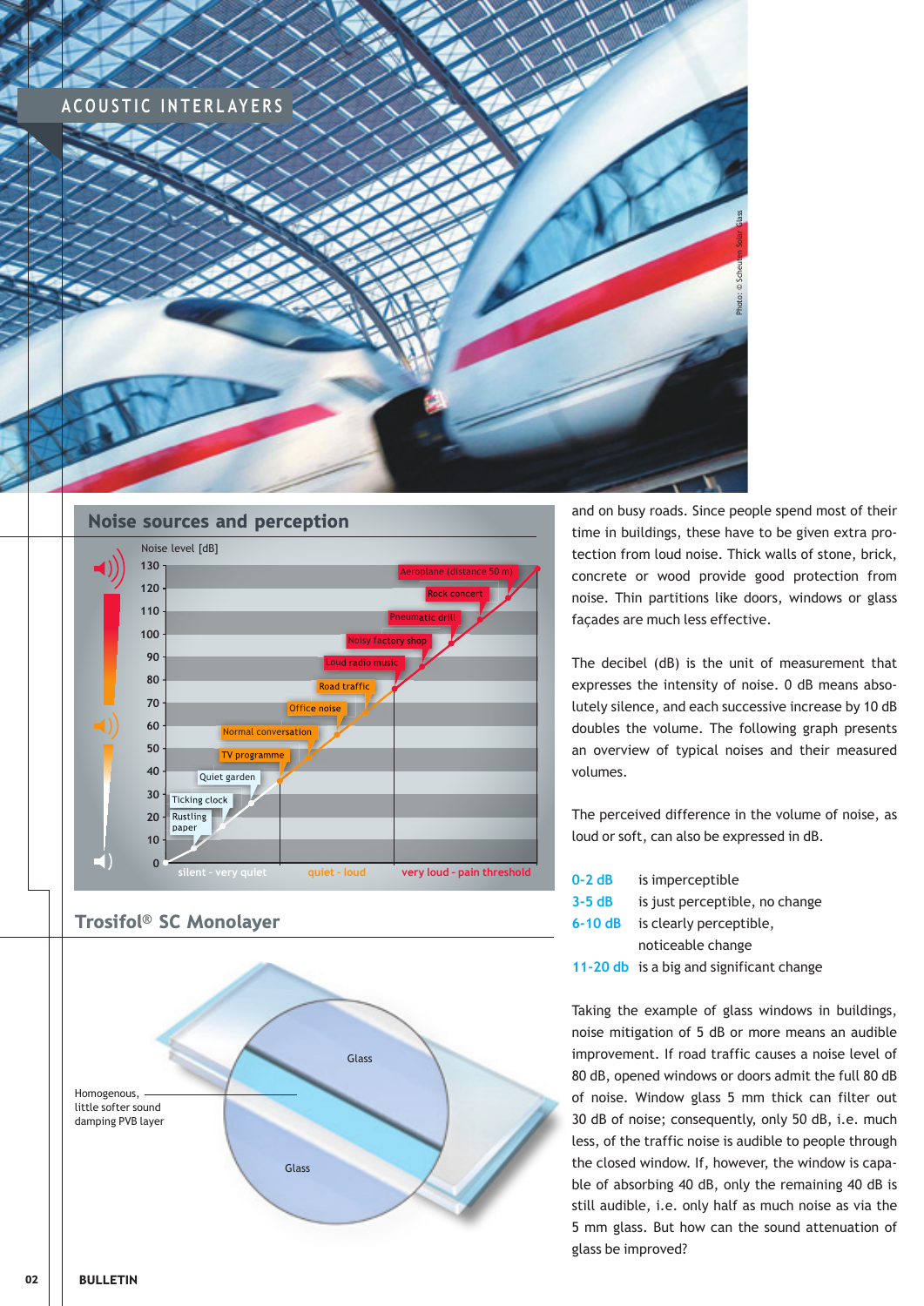ACOUSTIC INTERLAYERS

Photo: © Scheuten Solar Glass

## Noise sources and perception

Noise level [dB]

| Noise level [dB] | Noise source |
|---|---|
| 130 | Aeroplane (distance 50 m) |
| 120 | Rock concert |
| 110 | Pneumatic drill |
| 100 | Noisy factory shop |
| 90 | Loud radio music |
| 80 | Road traffic |
| 70 | Office noise |
| 60 | Normal conversation |
| 50 | TV programme |
| 40 | Quiet garden |
| 30 | Ticking clock |
| 20 | Rustling paper |

silent - very quiet | quiet - loud | very loud - pain threshold

## Trosifol® SC Monolayer

Glass

Glass

Homogenous, little softer sound damping PVB layer

and on busy roads. Since people spend most of their time in buildings, these have to be given extra protection from loud noise. Thick walls of stone, brick, concrete or wood provide good protection from noise. Thin partitions like doors, windows or glass façades are much less effective.

The decibel (dB) is the unit of measurement that expresses the intensity of noise. 0 dB means absolutely silence, and each successive increase by 10 dB doubles the volume. The following graph presents an overview of typical noises and their measured volumes.

The perceived difference in the volume of noise, as loud or soft, can also be expressed in dB.

| | |
|---|---|
| 0-2 dB | is imperceptible |
| 3-5 dB | is just perceptible, no change |
| 6-10 dB | is clearly perceptible, noticeable change |
| 11-20 db | is a big and significant change |

Taking the example of glass windows in buildings, noise mitigation of 5 dB or more means an audible improvement. If road traffic causes a noise level of 80 dB, opened windows or doors admit the full 80 dB of noise. Window glass 5 mm thick can filter out 30 dB of noise; consequently, only 50 dB, i.e. much less, of the traffic noise is audible to people through the closed window. If, however, the window is capable of absorbing 40 dB, only the remaining 40 dB is still audible, i.e. only half as much noise as via the 5 mm glass. But how can the sound attenuation of glass be improved?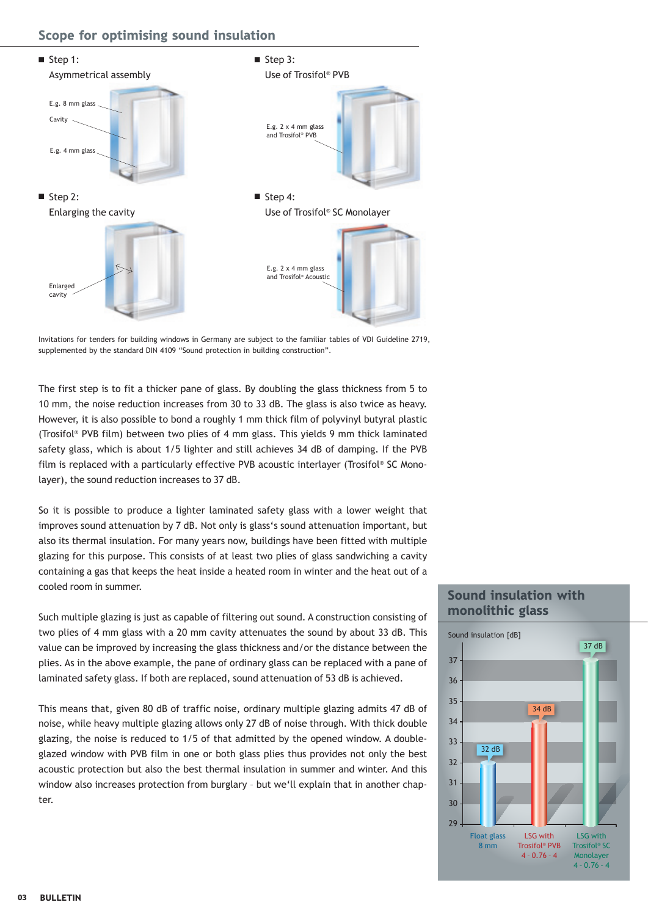## Scope for optimising sound insulation

■ Step 1:
Asymmetrical assembly

E.g. 8 mm glass
Cavity
E.g. 4 mm glass

■ Step 2:
Enlarging the cavity

Enlarged cavity

■ Step 3:
Use of Trosifol® PVB

E.g. 2 x 4 mm glass and Trosifol® PVB

■ Step 4:
Use of Trosifol® SC Monolayer

E.g. 2 x 4 mm glass and Trosifol® Acoustic

Invitations for tenders for building windows in Germany are subject to the familiar tables of VDI Guideline 2719, supplemented by the standard DIN 4109 "Sound protection in building construction".

The first step is to fit a thicker pane of glass. By doubling the glass thickness from 5 to 10 mm, the noise reduction increases from 30 to 33 dB. The glass is also twice as heavy. However, it is also possible to bond a roughly 1 mm thick film of polyvinyl butyral plastic (Trosifol® PVB film) between two plies of 4 mm glass. This yields 9 mm thick laminated safety glass, which is about 1/5 lighter and still achieves 34 dB of damping. If the PVB film is replaced with a particularly effective PVB acoustic interlayer (Trosifol® SC Monolayer), the sound reduction increases to 37 dB.

So it is possible to produce a lighter laminated safety glass with a lower weight that improves sound attenuation by 7 dB. Not only is glass's sound attenuation important, but also its thermal insulation. For many years now, buildings have been fitted with multiple glazing for this purpose. This consists of at least two plies of glass sandwiching a cavity containing a gas that keeps the heat inside a heated room in winter and the heat out of a cooled room in summer.

Such multiple glazing is just as capable of filtering out sound. A construction consisting of two plies of 4 mm glass with a 20 mm cavity attenuates the sound by about 33 dB. This value can be improved by increasing the glass thickness and/or the distance between the plies. As in the above example, the pane of ordinary glass can be replaced with a pane of laminated safety glass. If both are replaced, sound attenuation of 53 dB is achieved.

This means that, given 80 dB of traffic noise, ordinary multiple glazing admits 47 dB of noise, while heavy multiple glazing allows only 27 dB of noise through. With thick double glazing, the noise is reduced to 1/5 of that admitted by the opened window. A double-glazed window with PVB film in one or both glass plies thus provides not only the best acoustic protection but also the best thermal insulation in summer and winter. And this window also increases protection from burglary – but we'll explain that in another chapter.

### Sound insulation with monolithic glass

Sound insulation [dB]

| Glass | Sound insulation [dB] |
|---|---|
| Float glass 8 mm | 32 dB |
| LSG with Trosifol® PVB 4 - 0.76 - 4 | 34 dB |
| LSG with Trosifol® SC Monolayer 4 - 0.76 - 4 | 37 dB |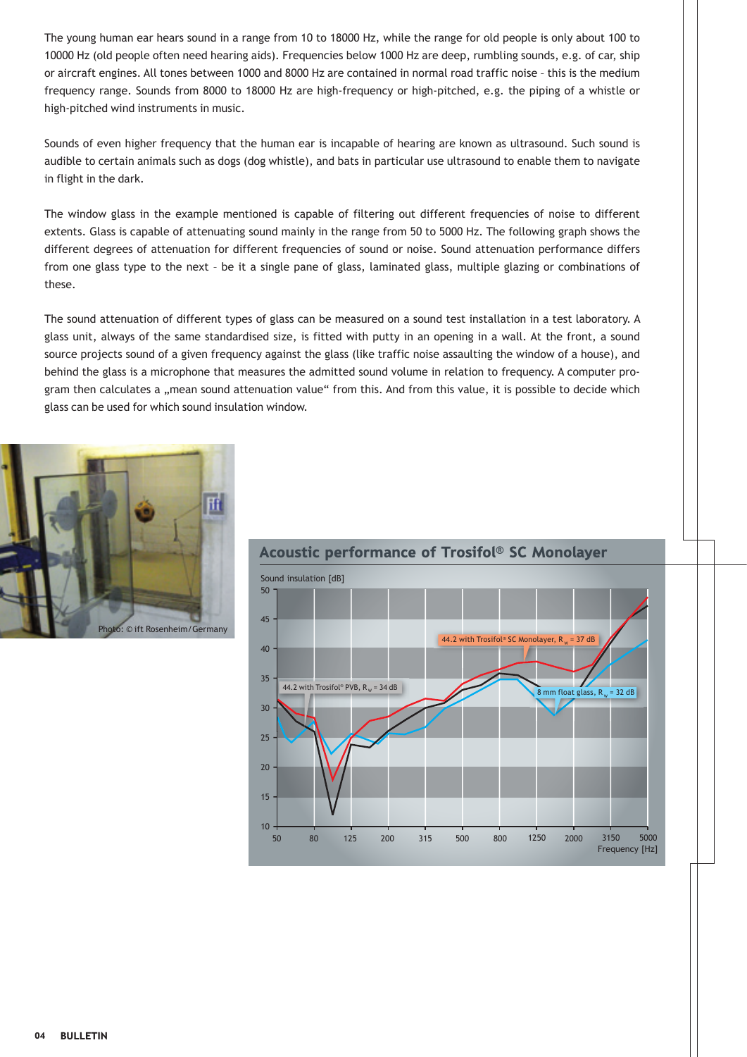The young human ear hears sound in a range from 10 to 18000 Hz, while the range for old people is only about 100 to 10000 Hz (old people often need hearing aids). Frequencies below 1000 Hz are deep, rumbling sounds, e.g. of car, ship or aircraft engines. All tones between 1000 and 8000 Hz are contained in normal road traffic noise – this is the medium frequency range. Sounds from 8000 to 18000 Hz are high-frequency or high-pitched, e.g. the piping of a whistle or high-pitched wind instruments in music.

Sounds of even higher frequency that the human ear is incapable of hearing are known as ultrasound. Such sound is audible to certain animals such as dogs (dog whistle), and bats in particular use ultrasound to enable them to navigate in flight in the dark.

The window glass in the example mentioned is capable of filtering out different frequencies of noise to different extents. Glass is capable of attenuating sound mainly in the range from 50 to 5000 Hz. The following graph shows the different degrees of attenuation for different frequencies of sound or noise. Sound attenuation performance differs from one glass type to the next – be it a single pane of glass, laminated glass, multiple glazing or combinations of these.

The sound attenuation of different types of glass can be measured on a sound test installation in a test laboratory. A glass unit, always of the same standardised size, is fitted with putty in an opening in a wall. At the front, a sound source projects sound of a given frequency against the glass (like traffic noise assaulting the window of a house), and behind the glass is a microphone that measures the admitted sound volume in relation to frequency. A computer program then calculates a „mean sound attenuation value“ from this. And from this value, it is possible to decide which glass can be used for which sound insulation window.

Photo: © ift Rosenheim/Germany

## Acoustic performance of Trosifol® SC Monolayer

Sound insulation [dB]

- 44.2 with Trosifol® SC Monolayer, $R_w$ = 37 dB
- 44.2 with Trosifol® PVB, $R_w$ = 34 dB
- 8 mm float glass, $R_w$ = 32 dB

Frequency [Hz]: 50, 80, 125, 200, 315, 500, 800, 1250, 2000, 3150, 5000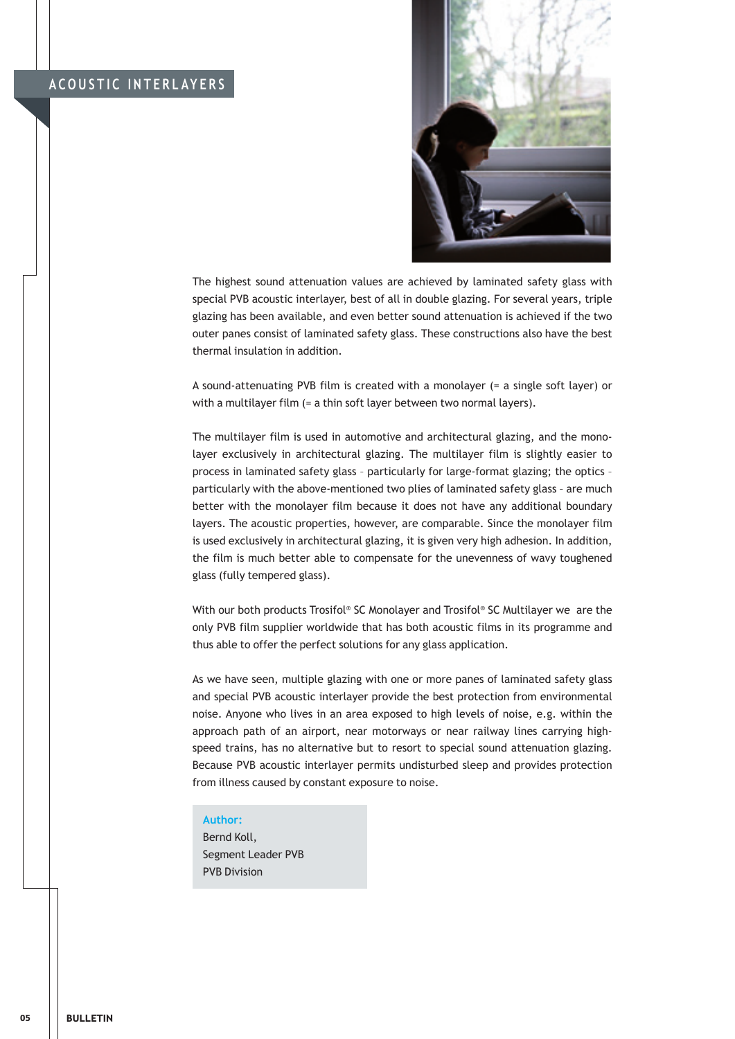## ACOUSTIC INTERLAYERS

The highest sound attenuation values are achieved by laminated safety glass with special PVB acoustic interlayer, best of all in double glazing. For several years, triple glazing has been available, and even better sound attenuation is achieved if the two outer panes consist of laminated safety glass. These constructions also have the best thermal insulation in addition.

A sound-attenuating PVB film is created with a monolayer (= a single soft layer) or with a multilayer film (= a thin soft layer between two normal layers).

The multilayer film is used in automotive and architectural glazing, and the monolayer exclusively in architectural glazing. The multilayer film is slightly easier to process in laminated safety glass – particularly for large-format glazing; the optics – particularly with the above-mentioned two plies of laminated safety glass – are much better with the monolayer film because it does not have any additional boundary layers. The acoustic properties, however, are comparable. Since the monolayer film is used exclusively in architectural glazing, it is given very high adhesion. In addition, the film is much better able to compensate for the unevenness of wavy toughened glass (fully tempered glass).

With our both products Trosifol® SC Monolayer and Trosifol® SC Multilayer we are the only PVB film supplier worldwide that has both acoustic films in its programme and thus able to offer the perfect solutions for any glass application.

As we have seen, multiple glazing with one or more panes of laminated safety glass and special PVB acoustic interlayer provide the best protection from environmental noise. Anyone who lives in an area exposed to high levels of noise, e.g. within the approach path of an airport, near motorways or near railway lines carrying high-speed trains, has no alternative but to resort to special sound attenuation glazing. Because PVB acoustic interlayer permits undisturbed sleep and provides protection from illness caused by constant exposure to noise.

**Author:**
Bernd Koll,
Segment Leader PVB
PVB Division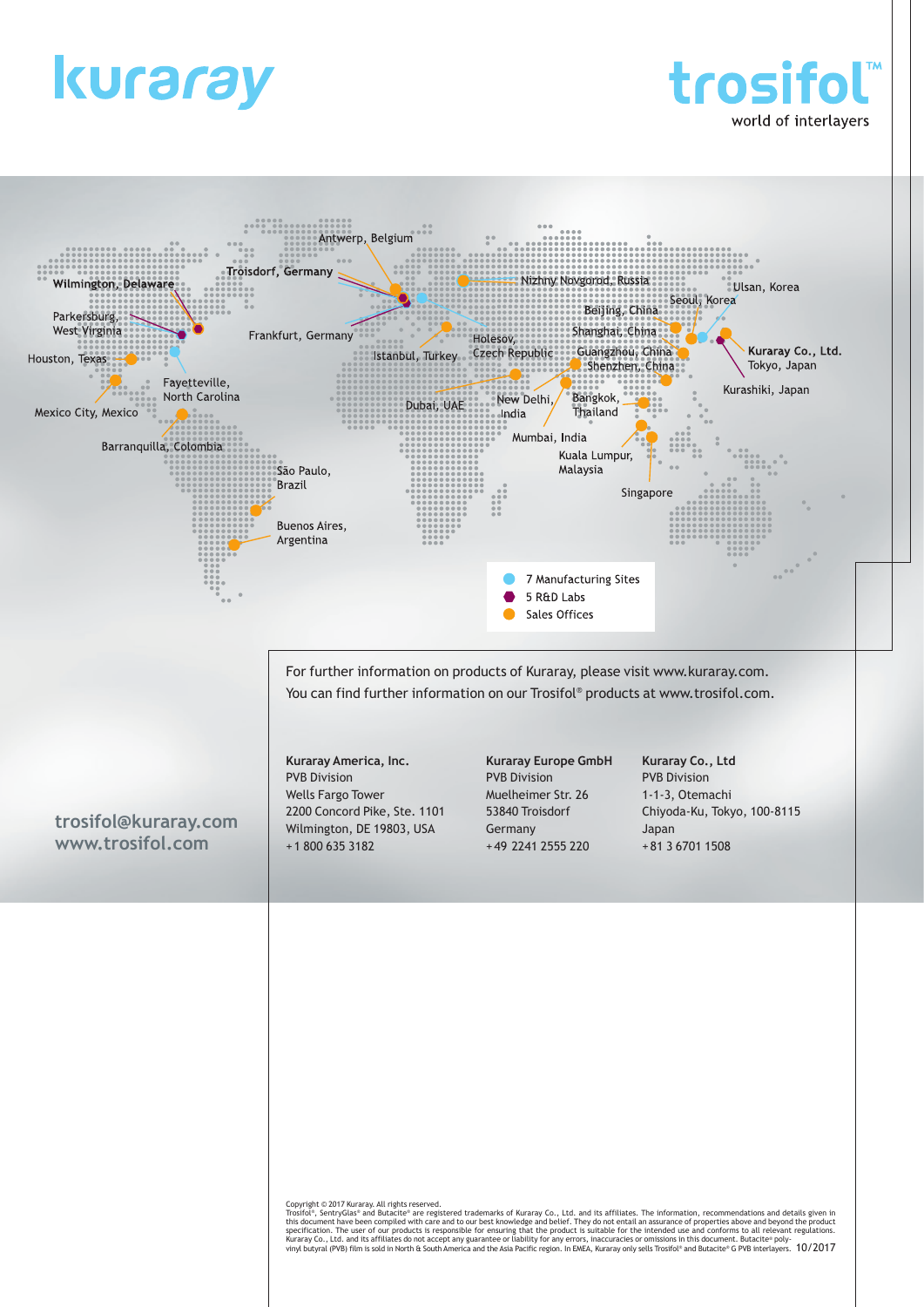kuraray

trosifol™
world of interlayers

Antwerp, Belgium
Troisdorf, Germany
Wilmington, Delaware
Parkersburg, West Virginia
Houston, Texas
Frankfurt, Germany
Nizhny Novgorod, Russia
Istanbul, Turkey
Holesov, Czech Republic
Beijing, China
Shanghai, China
Guangzhou, China
Shenzhen, China
Seoul, Korea
Ulsan, Korea
Kuraray Co., Ltd. Tokyo, Japan
Kurashiki, Japan
Fayetteville, North Carolina
Mexico City, Mexico
Dubai, UAE
New Delhi, India
Bangkok, Thailand
Mumbai, India
Kuala Lumpur, Malaysia
Singapore
Barranquilla, Colombia
São Paulo, Brazil
Buenos Aires, Argentina

7 Manufacturing Sites
5 R&D Labs
Sales Offices

For further information on products of Kuraray, please visit www.kuraray.com.
You can find further information on our Trosifol® products at www.trosifol.com.

trosifol@kuraray.com
www.trosifol.com

**Kuraray America, Inc.**
PVB Division
Wells Fargo Tower
2200 Concord Pike, Ste. 1101
Wilmington, DE 19803, USA
+1 800 635 3182

**Kuraray Europe GmbH**
PVB Division
Muelheimer Str. 26
53840 Troisdorf
Germany
+49 2241 2555 220

**Kuraray Co., Ltd**
PVB Division
1-1-3, Otemachi
Chiyoda-Ku, Tokyo, 100-8115
Japan
+81 3 6701 1508

Copyright © 2017 Kuraray. All rights reserved.
Trosifol®, SentryGlas® and Butacite® are registered trademarks of Kuraray Co., Ltd. and its affiliates. The information, recommendations and details given in this document have been compiled with care and to our best knowledge and belief. They do not entail an assurance of properties above and beyond the product specification. The user of our products is responsible for ensuring that the product is suitable for the intended use and conforms to all relevant regulations. Kuraray Co., Ltd. and its affiliates do not accept any guarantee or liability for any errors, inaccuracies or omissions in this document. Butacite® polyvinyl butyral (PVB) film is sold in North & South America and the Asia Pacific region. In EMEA, Kuraray only sells Trosifol® and Butacite® G PVB interlayers. 10/2017